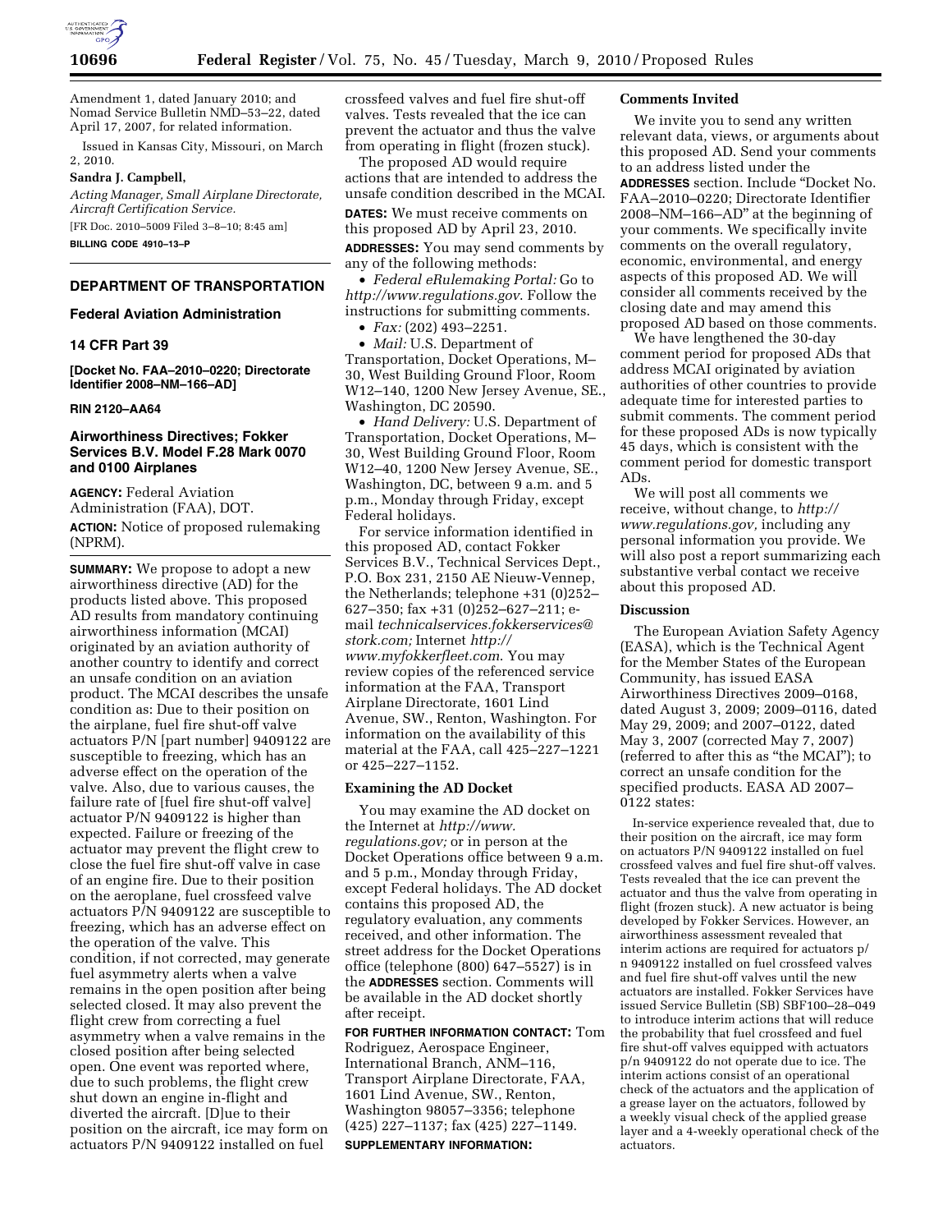Amendment 1, dated January 2010; and Nomad Service Bulletin NMD–53–22, dated April 17, 2007, for related information.

Issued in Kansas City, Missouri, on March 2, 2010.

**Sandra J. Campbell,**

*Acting Manager, Small Airplane Directorate, Aircraft Certification Service.*

[FR Doc. 2010–5009 Filed 3–8–10; 8:45 am]

**BILLING CODE 4910–13–P**

---

## DEPARTMENT OF TRANSPORTATION

### Federal Aviation Administration

### 14 CFR Part 39

**[Docket No. FAA–2010–0220; Directorate Identifier 2008–NM–166–AD]**

**RIN 2120–AA64**

## Airworthiness Directives; Fokker Services B.V. Model F.28 Mark 0070 and 0100 Airplanes

**AGENCY:** Federal Aviation Administration (FAA), DOT.

**ACTION:** Notice of proposed rulemaking (NPRM).

**SUMMARY:** We propose to adopt a new airworthiness directive (AD) for the products listed above. This proposed AD results from mandatory continuing airworthiness information (MCAI) originated by an aviation authority of another country to identify and correct an unsafe condition on an aviation product. The MCAI describes the unsafe condition as: Due to their position on the airplane, fuel fire shut-off valve actuators P/N [part number] 9409122 are susceptible to freezing, which has an adverse effect on the operation of the valve. Also, due to various causes, the failure rate of [fuel fire shut-off valve] actuator P/N 9409122 is higher than expected. Failure or freezing of the actuator may prevent the flight crew to close the fuel fire shut-off valve in case of an engine fire. Due to their position on the aeroplane, fuel crossfeed valve actuators P/N 9409122 are susceptible to freezing, which has an adverse effect on the operation of the valve. This condition, if not corrected, may generate fuel asymmetry alerts when a valve remains in the open position after being selected closed. It may also prevent the flight crew from correcting a fuel asymmetry when a valve remains in the closed position after being selected open. One event was reported where, due to such problems, the flight crew shut down an engine in-flight and diverted the aircraft. [D]ue to their position on the aircraft, ice may form on actuators P/N 9409122 installed on fuel crossfeed valves and fuel fire shut-off valves. Tests revealed that the ice can prevent the actuator and thus the valve from operating in flight (frozen stuck).

The proposed AD would require actions that are intended to address the unsafe condition described in the MCAI.

**DATES:** We must receive comments on this proposed AD by April 23, 2010.

**ADDRESSES:** You may send comments by any of the following methods:

- *Federal eRulemaking Portal:* Go to *http://www.regulations.gov*. Follow the instructions for submitting comments.
- *Fax:* (202) 493–2251.
- *Mail:* U.S. Department of Transportation, Docket Operations, M–30, West Building Ground Floor, Room W12–140, 1200 New Jersey Avenue, SE., Washington, DC 20590.
- *Hand Delivery:* U.S. Department of Transportation, Docket Operations, M–30, West Building Ground Floor, Room W12–40, 1200 New Jersey Avenue, SE., Washington, DC, between 9 a.m. and 5 p.m., Monday through Friday, except Federal holidays.

For service information identified in this proposed AD, contact Fokker Services B.V., Technical Services Dept., P.O. Box 231, 2150 AE Nieuw-Vennep, the Netherlands; telephone +31 (0)252–627–350; fax +31 (0)252–627–211; e-mail *technicalservices.fokkerservices@stork.com;* Internet *http://www.myfokkerfleet.com*. You may review copies of the referenced service information at the FAA, Transport Airplane Directorate, 1601 Lind Avenue, SW., Renton, Washington. For information on the availability of this material at the FAA, call 425–227–1221 or 425–227–1152.

### Examining the AD Docket

You may examine the AD docket on the Internet at *http://www.regulations.gov;* or in person at the Docket Operations office between 9 a.m. and 5 p.m., Monday through Friday, except Federal holidays. The AD docket contains this proposed AD, the regulatory evaluation, any comments received, and other information. The street address for the Docket Operations office (telephone (800) 647–5527) is in the **ADDRESSES** section. Comments will be available in the AD docket shortly after receipt.

**FOR FURTHER INFORMATION CONTACT:** Tom Rodriguez, Aerospace Engineer, International Branch, ANM–116, Transport Airplane Directorate, FAA, 1601 Lind Avenue, SW., Renton, Washington 98057–3356; telephone (425) 227–1137; fax (425) 227–1149.

**SUPPLEMENTARY INFORMATION:**

### Comments Invited

We invite you to send any written relevant data, views, or arguments about this proposed AD. Send your comments to an address listed under the **ADDRESSES** section. Include "Docket No. FAA–2010–0220; Directorate Identifier 2008–NM–166–AD" at the beginning of your comments. We specifically invite comments on the overall regulatory, economic, environmental, and energy aspects of this proposed AD. We will consider all comments received by the closing date and may amend this proposed AD based on those comments.

We have lengthened the 30-day comment period for proposed ADs that address MCAI originated by aviation authorities of other countries to provide adequate time for interested parties to submit comments. The comment period for these proposed ADs is now typically 45 days, which is consistent with the comment period for domestic transport ADs.

We will post all comments we receive, without change, to *http://www.regulations.gov,* including any personal information you provide. We will also post a report summarizing each substantive verbal contact we receive about this proposed AD.

### Discussion

The European Aviation Safety Agency (EASA), which is the Technical Agent for the Member States of the European Community, has issued EASA Airworthiness Directives 2009–0168, dated August 3, 2009; 2009–0116, dated May 29, 2009; and 2007–0122, dated May 3, 2007 (corrected May 7, 2007) (referred to after this as "the MCAI"); to correct an unsafe condition for the specified products. EASA AD 2007–0122 states:

> In-service experience revealed that, due to their position on the aircraft, ice may form on actuators P/N 9409122 installed on fuel crossfeed valves and fuel fire shut-off valves. Tests revealed that the ice can prevent the actuator and thus the valve from operating in flight (frozen stuck). A new actuator is being developed by Fokker Services. However, an airworthiness assessment revealed that interim actions are required for actuators p/n 9409122 installed on fuel crossfeed valves and fuel fire shut-off valves until the new actuators are installed. Fokker Services have issued Service Bulletin (SB) SBF100–28–049 to introduce interim actions that will reduce the probability that fuel crossfeed and fuel fire shut-off valves equipped with actuators p/n 9409122 do not operate due to ice. The interim actions consist of an operational check of the actuators and the application of a grease layer on the actuators, followed by a weekly visual check of the applied grease layer and a 4-weekly operational check of the actuators.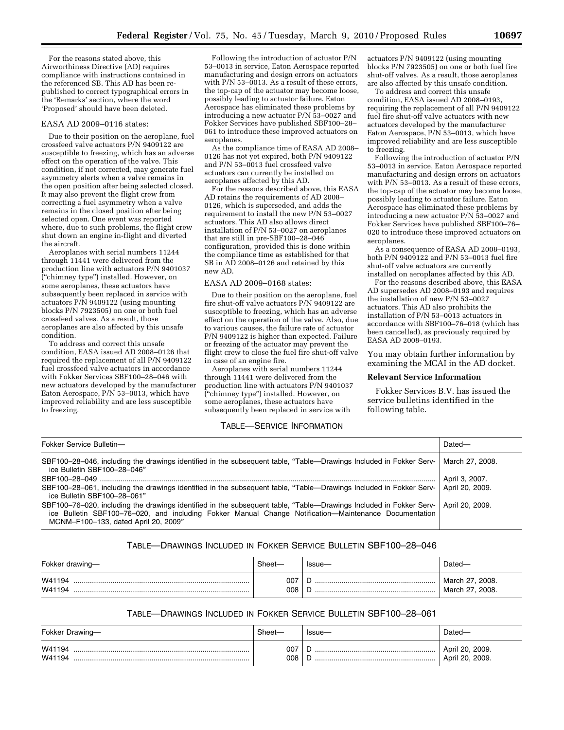For the reasons stated above, this Airworthiness Directive (AD) requires compliance with instructions contained in the referenced SB. This AD has been re-published to correct typographical errors in the 'Remarks' section, where the word 'Proposed' should have been deleted.

EASA AD 2009–0116 states:

Due to their position on the aeroplane, fuel crossfeed valve actuators P/N 9409122 are susceptible to freezing, which has an adverse effect on the operation of the valve. This condition, if not corrected, may generate fuel asymmetry alerts when a valve remains in the open position after being selected closed. It may also prevent the flight crew from correcting a fuel asymmetry when a valve remains in the closed position after being selected open. One event was reported where, due to such problems, the flight crew shut down an engine in-flight and diverted the aircraft.

Aeroplanes with serial numbers 11244 through 11441 were delivered from the production line with actuators P/N 9401037 ("chimney type") installed. However, on some aeroplanes, these actuators have subsequently been replaced in service with actuators P/N 9409122 (using mounting blocks P/N 7923505) on one or both fuel crossfeed valves. As a result, those aeroplanes are also affected by this unsafe condition.

To address and correct this unsafe condition, EASA issued AD 2008–0126 that required the replacement of all P/N 9409122 fuel crossfeed valve actuators in accordance with Fokker Services SBF100–28–046 with new actuators developed by the manufacturer Eaton Aerospace, P/N 53–0013, which have improved reliability and are less susceptible to freezing.

Following the introduction of actuator P/N 53–0013 in service, Eaton Aerospace reported manufacturing and design errors on actuators with P/N 53–0013. As a result of these errors, the top-cap of the actuator may become loose, possibly leading to actuator failure. Eaton Aerospace has eliminated these problems by introducing a new actuator P/N 53–0027 and Fokker Services have published SBF100–28–061 to introduce these improved actuators on aeroplanes.

As the compliance time of EASA AD 2008–0126 has not yet expired, both P/N 9409122 and P/N 53–0013 fuel crossfeed valve actuators can currently be installed on aeroplanes affected by this AD.

For the reasons described above, this EASA AD retains the requirements of AD 2008–0126, which is superseded, and adds the requirement to install the new P/N 53–0027 actuators. This AD also allows direct installation of P/N 53–0027 on aeroplanes that are still in pre-SBF100–28–046 configuration, provided this is done within the compliance time as established for that SB in AD 2008–0126 and retained by this new AD.

EASA AD 2009–0168 states:

Due to their position on the aeroplane, fuel fire shut-off valve actuators P/N 9409122 are susceptible to freezing, which has an adverse effect on the operation of the valve. Also, due to various causes, the failure rate of actuator P/N 9409122 is higher than expected. Failure or freezing of the actuator may prevent the flight crew to close the fuel fire shut-off valve in case of an engine fire.

Aeroplanes with serial numbers 11244 through 11441 were delivered from the production line with actuators P/N 9401037 ("chimney type") installed. However, on some aeroplanes, these actuators have subsequently been replaced in service with actuators P/N 9409122 (using mounting blocks P/N 7923505) on one or both fuel fire shut-off valves. As a result, those aeroplanes are also affected by this unsafe condition.

To address and correct this unsafe condition, EASA issued AD 2008–0193, requiring the replacement of all P/N 9409122 fuel fire shut-off valve actuators with new actuators developed by the manufacturer Eaton Aerospace, P/N 53–0013, which have improved reliability and are less susceptible to freezing.

Following the introduction of actuator P/N 53–0013 in service, Eaton Aerospace reported manufacturing and design errors on actuators with P/N 53–0013. As a result of these errors, the top-cap of the actuator may become loose, possibly leading to actuator failure. Eaton Aerospace has eliminated these problems by introducing a new actuator P/N 53–0027 and Fokker Services have published SBF100–76–020 to introduce these improved actuators on aeroplanes.

As a consequence of EASA AD 2008–0193, both P/N 9409122 and P/N 53–0013 fuel fire shut-off valve actuators are currently installed on aeroplanes affected by this AD.

For the reasons described above, this EASA AD supersedes AD 2008–0193 and requires the installation of new P/N 53–0027 actuators. This AD also prohibits the installation of P/N 53–0013 actuators in accordance with SBF100–76–018 (which has been cancelled), as previously required by EASA AD 2008–0193.

You may obtain further information by examining the MCAI in the AD docket.

**Relevant Service Information**

Fokker Services B.V. has issued the service bulletins identified in the following table.

TABLE—SERVICE INFORMATION

| Fokker Service Bulletin— | Dated— |
|---|---|
| SBF100–28–046, including the drawings identified in the subsequent table, "Table—Drawings Included in Fokker Service Bulletin SBF100–28–046" | March 27, 2008. |
| SBF100–28–049 | April 3, 2007. |
| SBF100–28–061, including the drawings identified in the subsequent table, "Table—Drawings Included in Fokker Service Bulletin SBF100–28–061" | April 20, 2009. |
| SBF100–76–020, including the drawings identified in the subsequent table, "Table—Drawings Included in Fokker Service Bulletin SBF100–76–020, and including Fokker Manual Change Notification—Maintenance Documentation MCNM–F100–133, dated April 20, 2009" | April 20, 2009. |

TABLE—DRAWINGS INCLUDED IN FOKKER SERVICE BULLETIN SBF100–28–046

| Fokker drawing— | Sheet— | Issue— | Dated— |
|---|---|---|---|
| W41194 | 007 | D | March 27, 2008. |
| W41194 | 008 | D | March 27, 2008. |

TABLE—DRAWINGS INCLUDED IN FOKKER SERVICE BULLETIN SBF100–28–061

| Fokker Drawing— | Sheet— | Issue— | Dated— |
|---|---|---|---|
| W41194 | 007 | D | April 20, 2009. |
| W41194 | 008 | D | April 20, 2009. |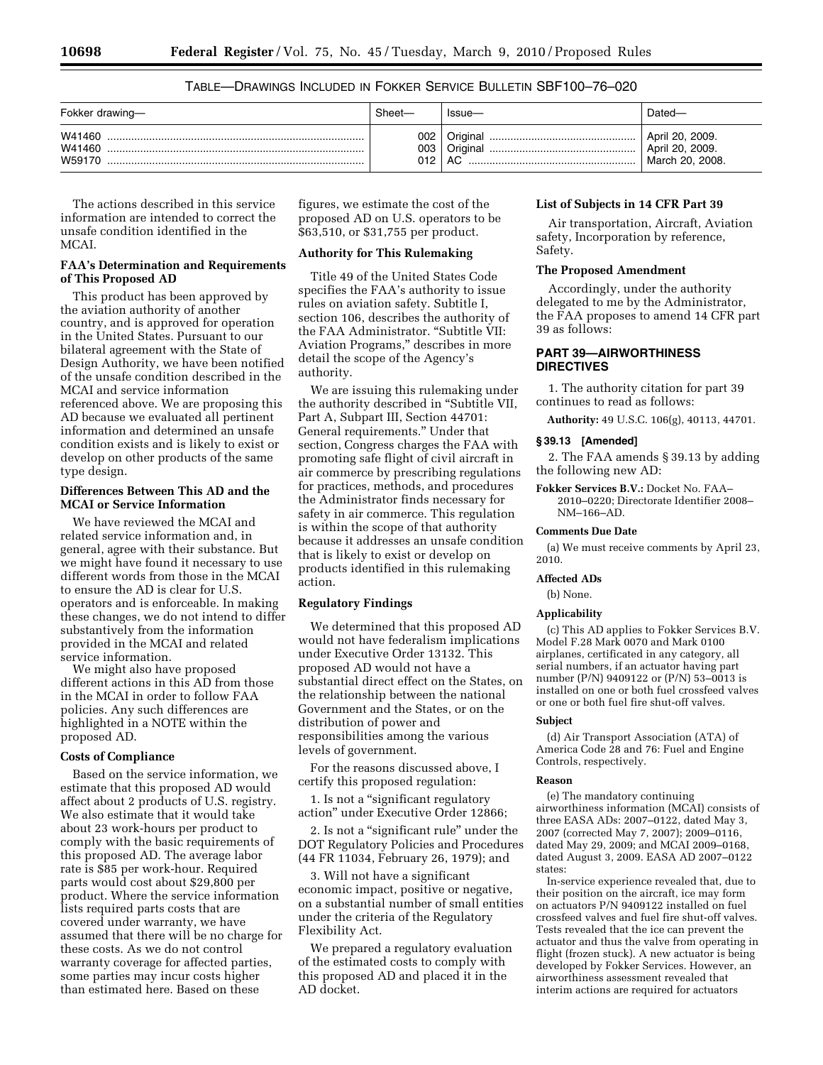TABLE—DRAWINGS INCLUDED IN FOKKER SERVICE BULLETIN SBF100–76–020

| Fokker drawing— | Sheet— | Issue— | Dated— |
| --- | --- | --- | --- |
| W41460 | 002 | Original | April 20, 2009. |
| W41460 | 003 | Original | April 20, 2009. |
| W59170 | 012 | AC | March 20, 2008. |

The actions described in this service information are intended to correct the unsafe condition identified in the MCAI.

**FAA's Determination and Requirements of This Proposed AD**

This product has been approved by the aviation authority of another country, and is approved for operation in the United States. Pursuant to our bilateral agreement with the State of Design Authority, we have been notified of the unsafe condition described in the MCAI and service information referenced above. We are proposing this AD because we evaluated all pertinent information and determined an unsafe condition exists and is likely to exist or develop on other products of the same type design.

**Differences Between This AD and the MCAI or Service Information**

We have reviewed the MCAI and related service information and, in general, agree with their substance. But we might have found it necessary to use different words from those in the MCAI to ensure the AD is clear for U.S. operators and is enforceable. In making these changes, we do not intend to differ substantively from the information provided in the MCAI and related service information.

We might also have proposed different actions in this AD from those in the MCAI in order to follow FAA policies. Any such differences are highlighted in a NOTE within the proposed AD.

**Costs of Compliance**

Based on the service information, we estimate that this proposed AD would affect about 2 products of U.S. registry. We also estimate that it would take about 23 work-hours per product to comply with the basic requirements of this proposed AD. The average labor rate is $85 per work-hour. Required parts would cost about $29,800 per product. Where the service information lists required parts costs that are covered under warranty, we have assumed that there will be no charge for these costs. As we do not control warranty coverage for affected parties, some parties may incur costs higher than estimated here. Based on these figures, we estimate the cost of the proposed AD on U.S. operators to be $63,510, or $31,755 per product.

**Authority for This Rulemaking**

Title 49 of the United States Code specifies the FAA's authority to issue rules on aviation safety. Subtitle I, section 106, describes the authority of the FAA Administrator. "Subtitle VII: Aviation Programs," describes in more detail the scope of the Agency's authority.

We are issuing this rulemaking under the authority described in "Subtitle VII, Part A, Subpart III, Section 44701: General requirements." Under that section, Congress charges the FAA with promoting safe flight of civil aircraft in air commerce by prescribing regulations for practices, methods, and procedures the Administrator finds necessary for safety in air commerce. This regulation is within the scope of that authority because it addresses an unsafe condition that is likely to exist or develop on products identified in this rulemaking action.

**Regulatory Findings**

We determined that this proposed AD would not have federalism implications under Executive Order 13132. This proposed AD would not have a substantial direct effect on the States, on the relationship between the national Government and the States, or on the distribution of power and responsibilities among the various levels of government.

For the reasons discussed above, I certify this proposed regulation:

1. Is not a "significant regulatory action" under Executive Order 12866;

2. Is not a "significant rule" under the DOT Regulatory Policies and Procedures (44 FR 11034, February 26, 1979); and

3. Will not have a significant economic impact, positive or negative, on a substantial number of small entities under the criteria of the Regulatory Flexibility Act.

We prepared a regulatory evaluation of the estimated costs to comply with this proposed AD and placed it in the AD docket.

**List of Subjects in 14 CFR Part 39**

Air transportation, Aircraft, Aviation safety, Incorporation by reference, Safety.

**The Proposed Amendment**

Accordingly, under the authority delegated to me by the Administrator, the FAA proposes to amend 14 CFR part 39 as follows:

## PART 39—AIRWORTHINESS DIRECTIVES

1. The authority citation for part 39 continues to read as follows:

**Authority:** 49 U.S.C. 106(g), 40113, 44701.

**§ 39.13 [Amended]**

2. The FAA amends § 39.13 by adding the following new AD:

**Fokker Services B.V.:** Docket No. FAA–2010–0220; Directorate Identifier 2008–NM–166–AD.

**Comments Due Date**

(a) We must receive comments by April 23, 2010.

**Affected ADs**

(b) None.

**Applicability**

(c) This AD applies to Fokker Services B.V. Model F.28 Mark 0070 and Mark 0100 airplanes, certificated in any category, all serial numbers, if an actuator having part number (P/N) 9409122 or (P/N) 53–0013 is installed on one or both fuel crossfeed valves or one or both fuel fire shut-off valves.

**Subject**

(d) Air Transport Association (ATA) of America Code 28 and 76: Fuel and Engine Controls, respectively.

**Reason**

(e) The mandatory continuing airworthiness information (MCAI) consists of three EASA ADs: 2007–0122, dated May 3, 2007 (corrected May 7, 2007); 2009–0116, dated May 29, 2009; and MCAI 2009–0168, dated August 3, 2009. EASA AD 2007–0122 states:

In-service experience revealed that, due to their position on the aircraft, ice may form on actuators P/N 9409122 installed on fuel crossfeed valves and fuel fire shut-off valves. Tests revealed that the ice can prevent the actuator and thus the valve from operating in flight (frozen stuck). A new actuator is being developed by Fokker Services. However, an airworthiness assessment revealed that interim actions are required for actuators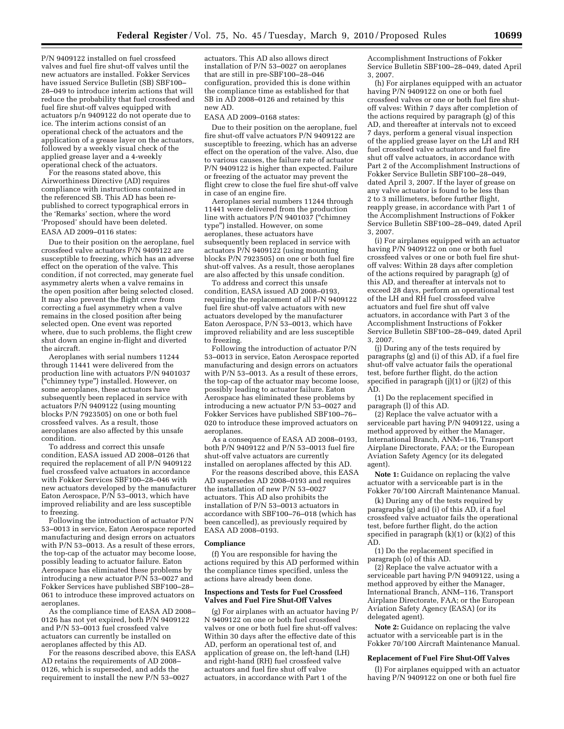P/N 9409122 installed on fuel crossfeed valves and fuel fire shut-off valves until the new actuators are installed. Fokker Services have issued Service Bulletin (SB) SBF100–28–049 to introduce interim actions that will reduce the probability that fuel crossfeed and fuel fire shut-off valves equipped with actuators p/n 9409122 do not operate due to ice. The interim actions consist of an operational check of the actuators and the application of a grease layer on the actuators, followed by a weekly visual check of the applied grease layer and a 4-weekly operational check of the actuators.

For the reasons stated above, this Airworthiness Directive (AD) requires compliance with instructions contained in the referenced SB. This AD has been re-published to correct typographical errors in the 'Remarks' section, where the word 'Proposed' should have been deleted.

EASA AD 2009–0116 states:

Due to their position on the aeroplane, fuel crossfeed valve actuators P/N 9409122 are susceptible to freezing, which has an adverse effect on the operation of the valve. This condition, if not corrected, may generate fuel asymmetry alerts when a valve remains in the open position after being selected closed. It may also prevent the flight crew from correcting a fuel asymmetry when a valve remains in the closed position after being selected open. One event was reported where, due to such problems, the flight crew shut down an engine in-flight and diverted the aircraft.

Aeroplanes with serial numbers 11244 through 11441 were delivered from the production line with actuators P/N 9401037 ("chimney type") installed. However, on some aeroplanes, these actuators have subsequently been replaced in service with actuators P/N 9409122 (using mounting blocks P/N 7923505) on one or both fuel crossfeed valves. As a result, those aeroplanes are also affected by this unsafe condition.

To address and correct this unsafe condition, EASA issued AD 2008–0126 that required the replacement of all P/N 9409122 fuel crossfeed valve actuators in accordance with Fokker Services SBF100–28–046 with new actuators developed by the manufacturer Eaton Aerospace, P/N 53–0013, which have improved reliability and are less susceptible to freezing.

Following the introduction of actuator P/N 53–0013 in service, Eaton Aerospace reported manufacturing and design errors on actuators with P/N 53–0013. As a result of these errors, the top-cap of the actuator may become loose, possibly leading to actuator failure. Eaton Aerospace has eliminated these problems by introducing a new actuator P/N 53–0027 and Fokker Services have published SBF100–28–061 to introduce these improved actuators on aeroplanes.

As the compliance time of EASA AD 2008–0126 has not yet expired, both P/N 9409122 and P/N 53–0013 fuel crossfeed valve actuators can currently be installed on aeroplanes affected by this AD.

For the reasons described above, this EASA AD retains the requirements of AD 2008–0126, which is superseded, and adds the requirement to install the new P/N 53–0027 actuators. This AD also allows direct installation of P/N 53–0027 on aeroplanes that are still in pre-SBF100–28–046 configuration, provided this is done within the compliance time as established for that SB in AD 2008–0126 and retained by this new AD.

EASA AD 2009–0168 states:

Due to their position on the aeroplane, fuel fire shut-off valve actuators P/N 9409122 are susceptible to freezing, which has an adverse effect on the operation of the valve. Also, due to various causes, the failure rate of actuator P/N 9409122 is higher than expected. Failure or freezing of the actuator may prevent the flight crew to close the fuel fire shut-off valve in case of an engine fire.

Aeroplanes serial numbers 11244 through 11441 were delivered from the production line with actuators P/N 9401037 ("chimney type") installed. However, on some aeroplanes, these actuators have subsequently been replaced in service with actuators P/N 9409122 (using mounting blocks P/N 7923505) on one or both fuel fire shut-off valves. As a result, those aeroplanes are also affected by this unsafe condition.

To address and correct this unsafe condition, EASA issued AD 2008–0193, requiring the replacement of all P/N 9409122 fuel fire shut-off valve actuators with new actuators developed by the manufacturer Eaton Aerospace, P/N 53–0013, which have improved reliability and are less susceptible to freezing.

Following the introduction of actuator P/N 53–0013 in service, Eaton Aerospace reported manufacturing and design errors on actuators with P/N 53–0013. As a result of these errors, the top-cap of the actuator may become loose, possibly leading to actuator failure. Eaton Aerospace has eliminated these problems by introducing a new actuator P/N 53–0027 and Fokker Services have published SBF100–76–020 to introduce these improved actuators on aeroplanes.

As a consequence of EASA AD 2008–0193, both P/N 9409122 and P/N 53–0013 fuel fire shut-off valve actuators are currently installed on aeroplanes affected by this AD.

For the reasons described above, this EASA AD supersedes AD 2008–0193 and requires the installation of new P/N 53–0027 actuators. This AD also prohibits the installation of P/N 53–0013 actuators in accordance with SBF100–76–018 (which has been cancelled), as previously required by EASA AD 2008–0193.

**Compliance**

(f) You are responsible for having the actions required by this AD performed within the compliance times specified, unless the actions have already been done.

**Inspections and Tests for Fuel Crossfeed Valves and Fuel Fire Shut-Off Valves**

(g) For airplanes with an actuator having P/N 9409122 on one or both fuel crossfeed valves or one or both fuel fire shut-off valves: Within 30 days after the effective date of this AD, perform an operational test of, and application of grease on, the left-hand (LH) and right-hand (RH) fuel crossfeed valve actuators and fuel fire shut off valve actuators, in accordance with Part 1 of the Accomplishment Instructions of Fokker Service Bulletin SBF100–28–049, dated April 3, 2007.

(h) For airplanes equipped with an actuator having P/N 9409122 on one or both fuel crossfeed valves or one or both fuel fire shut-off valves: Within 7 days after completion of the actions required by paragraph (g) of this AD, and thereafter at intervals not to exceed 7 days, perform a general visual inspection of the applied grease layer on the LH and RH fuel crossfeed valve actuators and fuel fire shut off valve actuators, in accordance with Part 2 of the Accomplishment Instructions of Fokker Service Bulletin SBF100–28–049, dated April 3, 2007. If the layer of grease on any valve actuator is found to be less than 2 to 3 millimeters, before further flight, reapply grease, in accordance with Part 1 of the Accomplishment Instructions of Fokker Service Bulletin SBF100–28–049, dated April 3, 2007.

(i) For airplanes equipped with an actuator having P/N 9409122 on one or both fuel crossfeed valves or one or both fuel fire shut-off valves: Within 28 days after completion of the actions required by paragraph (g) of this AD, and thereafter at intervals not to exceed 28 days, perform an operational test of the LH and RH fuel crossfeed valve actuators and fuel fire shut off valve actuators, in accordance with Part 3 of the Accomplishment Instructions of Fokker Service Bulletin SBF100–28–049, dated April 3, 2007.

(j) During any of the tests required by paragraphs (g) and (i) of this AD, if a fuel fire shut-off valve actuator fails the operational test, before further flight, do the action specified in paragraph (j)(1) or (j)(2) of this AD.

(1) Do the replacement specified in paragraph (l) of this AD.

(2) Replace the valve actuator with a serviceable part having P/N 9409122, using a method approved by either the Manager, International Branch, ANM–116, Transport Airplane Directorate, FAA; or the European Aviation Safety Agency (or its delegated agent).

**Note 1:** Guidance on replacing the valve actuator with a serviceable part is in the Fokker 70/100 Aircraft Maintenance Manual.

(k) During any of the tests required by paragraphs (g) and (i) of this AD, if a fuel crossfeed valve actuator fails the operational test, before further flight, do the action specified in paragraph (k)(1) or (k)(2) of this AD.

(1) Do the replacement specified in paragraph (o) of this AD.

(2) Replace the valve actuator with a serviceable part having P/N 9409122, using a method approved by either the Manager, International Branch, ANM–116, Transport Airplane Directorate, FAA; or the European Aviation Safety Agency (EASA) (or its delegated agent).

**Note 2:** Guidance on replacing the valve actuator with a serviceable part is in the Fokker 70/100 Aircraft Maintenance Manual.

**Replacement of Fuel Fire Shut-Off Valves**

(l) For airplanes equipped with an actuator having P/N 9409122 on one or both fuel fire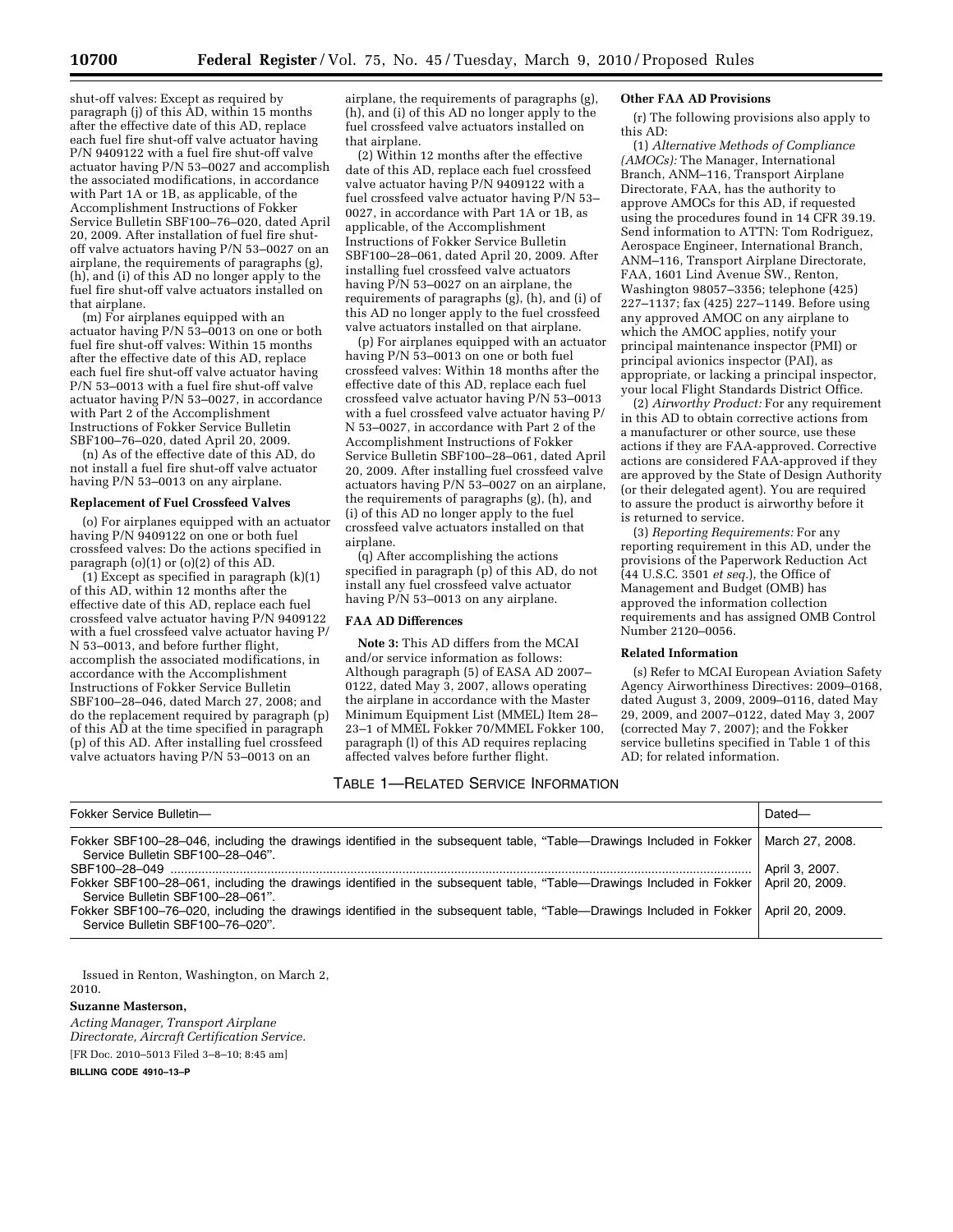shut-off valves: Except as required by paragraph (j) of this AD, within 15 months after the effective date of this AD, replace each fuel fire shut-off valve actuator having P/N 9409122 with a fuel fire shut-off valve actuator having P/N 53–0027 and accomplish the associated modifications, in accordance with Part 1A or 1B, as applicable, of the Accomplishment Instructions of Fokker Service Bulletin SBF100–76–020, dated April 20, 2009. After installation of fuel fire shut-off valve actuators having P/N 53–0027 on an airplane, the requirements of paragraphs (g), (h), and (i) of this AD no longer apply to the fuel fire shut-off valve actuators installed on that airplane.

(m) For airplanes equipped with an actuator having P/N 53–0013 on one or both fuel fire shut-off valves: Within 15 months after the effective date of this AD, replace each fuel fire shut-off valve actuator having P/N 53–0013 with a fuel fire shut-off valve actuator having P/N 53–0027, in accordance with Part 2 of the Accomplishment Instructions of Fokker Service Bulletin SBF100–76–020, dated April 20, 2009.

(n) As of the effective date of this AD, do not install a fuel fire shut-off valve actuator having P/N 53–0013 on any airplane.

**Replacement of Fuel Crossfeed Valves**

(o) For airplanes equipped with an actuator having P/N 9409122 on one or both fuel crossfeed valves: Do the actions specified in paragraph (o)(1) or (o)(2) of this AD.

(1) Except as specified in paragraph (k)(1) of this AD, within 12 months after the effective date of this AD, replace each fuel crossfeed valve actuator having P/N 9409122 with a fuel crossfeed valve actuator having P/N 53–0013, and before further flight, accomplish the associated modifications, in accordance with the Accomplishment Instructions of Fokker Service Bulletin SBF100–28–046, dated March 27, 2008; and do the replacement required by paragraph (p) of this AD at the time specified in paragraph (p) of this AD. After installing fuel crossfeed valve actuators having P/N 53–0013 on an airplane, the requirements of paragraphs (g), (h), and (i) of this AD no longer apply to the fuel crossfeed valve actuators installed on that airplane.

(2) Within 12 months after the effective date of this AD, replace each fuel crossfeed valve actuator having P/N 9409122 with a fuel crossfeed valve actuator having P/N 53–0027, in accordance with Part 1A or 1B, as applicable, of the Accomplishment Instructions of Fokker Service Bulletin SBF100–28–061, dated April 20, 2009. After installing fuel crossfeed valve actuators having P/N 53–0027 on an airplane, the requirements of paragraphs (g), (h), and (i) of this AD no longer apply to the fuel crossfeed valve actuators installed on that airplane.

(p) For airplanes equipped with an actuator having P/N 53–0013 on one or both fuel crossfeed valves: Within 18 months after the effective date of this AD, replace each fuel crossfeed valve actuator having P/N 53–0013 with a fuel crossfeed valve actuator having P/N 53–0027, in accordance with Part 2 of the Accomplishment Instructions of Fokker Service Bulletin SBF100–28–061, dated April 20, 2009. After installing fuel crossfeed valve actuators having P/N 53–0027 on an airplane, the requirements of paragraphs (g), (h), and (i) of this AD no longer apply to the fuel crossfeed valve actuators installed on that airplane.

(q) After accomplishing the actions specified in paragraph (p) of this AD, do not install any fuel crossfeed valve actuator having P/N 53–0013 on any airplane.

**FAA AD Differences**

**Note 3:** This AD differs from the MCAI and/or service information as follows: Although paragraph (5) of EASA AD 2007–0122, dated May 3, 2007, allows operating the airplane in accordance with the Master Minimum Equipment List (MMEL) Item 28–23–1 of MMEL Fokker 70/MMEL Fokker 100, paragraph (l) of this AD requires replacing affected valves before further flight.

**Other FAA AD Provisions**

(r) The following provisions also apply to this AD:

(1) *Alternative Methods of Compliance (AMOCs):* The Manager, International Branch, ANM–116, Transport Airplane Directorate, FAA, has the authority to approve AMOCs for this AD, if requested using the procedures found in 14 CFR 39.19. Send information to ATTN: Tom Rodriguez, Aerospace Engineer, International Branch, ANM–116, Transport Airplane Directorate, FAA, 1601 Lind Avenue SW., Renton, Washington 98057–3356; telephone (425) 227–1137; fax (425) 227–1149. Before using any approved AMOC on any airplane to which the AMOC applies, notify your principal maintenance inspector (PMI) or principal avionics inspector (PAI), as appropriate, or lacking a principal inspector, your local Flight Standards District Office.

(2) *Airworthy Product:* For any requirement in this AD to obtain corrective actions from a manufacturer or other source, use these actions if they are FAA-approved. Corrective actions are considered FAA-approved if they are approved by the State of Design Authority (or their delegated agent). You are required to assure the product is airworthy before it is returned to service.

(3) *Reporting Requirements:* For any reporting requirement in this AD, under the provisions of the Paperwork Reduction Act (44 U.S.C. 3501 *et seq.*), the Office of Management and Budget (OMB) has approved the information collection requirements and has assigned OMB Control Number 2120–0056.

**Related Information**

(s) Refer to MCAI European Aviation Safety Agency Airworthiness Directives: 2009–0168, dated August 3, 2009, 2009–0116, dated May 29, 2009, and 2007–0122, dated May 3, 2007 (corrected May 7, 2007); and the Fokker service bulletins specified in Table 1 of this AD; for related information.

TABLE 1—RELATED SERVICE INFORMATION

| Fokker Service Bulletin— | Dated— |
|---|---|
| Fokker SBF100–28–046, including the drawings identified in the subsequent table, "Table—Drawings Included in Fokker Service Bulletin SBF100–28–046". | March 27, 2008. |
| SBF100–28–049 | April 3, 2007. |
| Fokker SBF100–28–061, including the drawings identified in the subsequent table, "Table—Drawings Included in Fokker Service Bulletin SBF100–28–061". | April 20, 2009. |
| Fokker SBF100–76–020, including the drawings identified in the subsequent table, "Table—Drawings Included in Fokker Service Bulletin SBF100–76–020". | April 20, 2009. |

Issued in Renton, Washington, on March 2, 2010.

**Suzanne Masterson,**

*Acting Manager, Transport Airplane Directorate, Aircraft Certification Service.*

[FR Doc. 2010–5013 Filed 3–8–10; 8:45 am]

**BILLING CODE 4910–13–P**